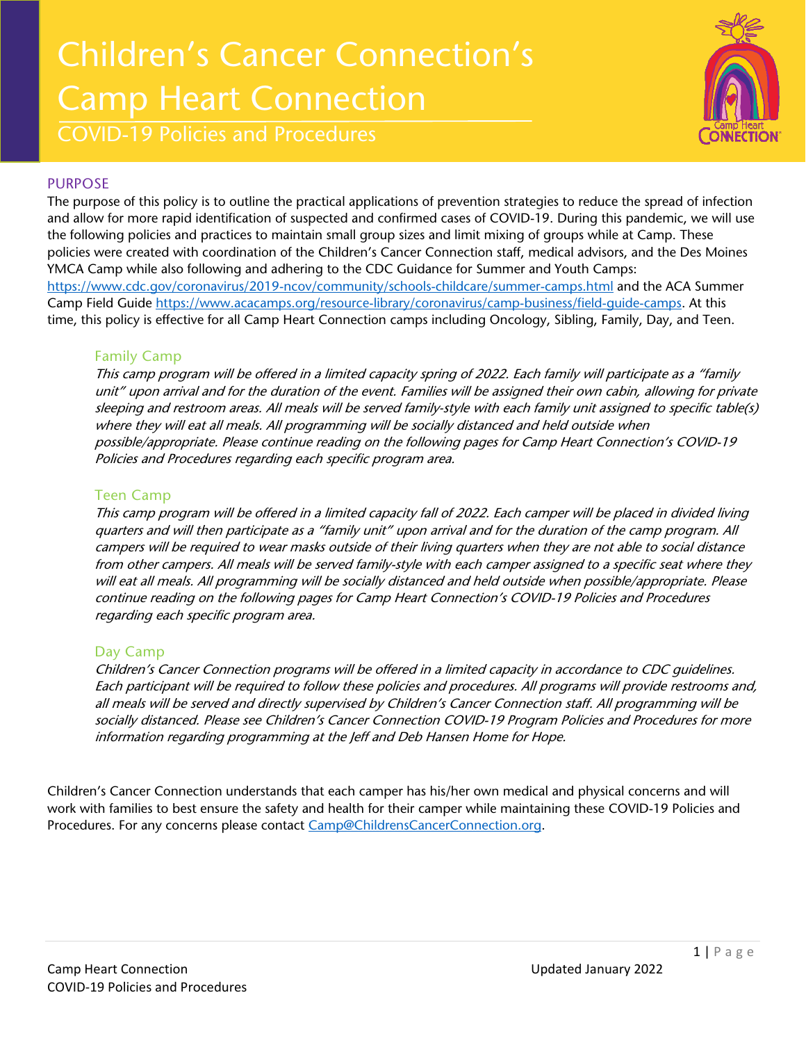# Children's Cancer Connection's Camp Heart Connection

## COVID-19 Policies and Procedures

## PURPOSE

The purpose of this policy is to outline the practical applications of prevention strategies to reduce the spread of infection and allow for more rapid identification of suspected and confirmed cases of COVID-19. During this pandemic, we will use the following policies and practices to maintain small group sizes and limit mixing of groups while at Camp. These policies were created with coordination of the Children's Cancer Connection staff, medical advisors, and the Des Moines YMCA Camp while also following and adhering to the CDC Guidance for Summer and Youth Camps: https://www.cdc.gov/coronavirus/2019-ncov/community/schools-childcare/summer-camps.html and the ACA Summer Camp Field Guide https://www.acacamps.org/resource-library/coronavirus/camp-business/field-guide-camps. At this time, this policy is effective for all Camp Heart Connection camps including Oncology, Sibling, Family, Day, and Teen.

### Family Camp

*This camp program will be offered in a limited capacity spring of 2022. Each family will participate as a "family unit" upon arrival and for the duration of the event. Families will be assigned their own cabin, allowing for private sleeping and restroom areas. All meals will be served family-style with each family unit assigned to specific table(s) where they will eat all meals. All programming will be socially distanced and held outside when possible/appropriate. Please continue reading on the following pages for Camp Heart Connection's COVID-19 Policies and Procedures regarding each specific program area.*

### Teen Camp

*This camp program will be offered in a limited capacity fall of 2022. Each camper will be placed in divided living quarters and will then participate as a "family unit" upon arrival and for the duration of the camp program. All campers will be required to wear masks outside of their living quarters when they are not able to social distance from other campers. All meals will be served family-style with each camper assigned to a specific seat where they will eat all meals. All programming will be socially distanced and held outside when possible/appropriate. Please continue reading on the following pages for Camp Heart Connection's COVID-19 Policies and Procedures regarding each specific program area.*

### Day Camp

*Children's Cancer Connection programs will be offered in a limited capacity in accordance to CDC guidelines. Each participant will be required to follow these policies and procedures. All programs will provide restrooms and, all meals will be served and directly supervised by Children's Cancer Connection staff. All programming will be socially distanced. Please see Children's Cancer Connection COVID-19 Program Policies and Procedures for more information regarding programming at the Jeff and Deb Hansen Home for Hope.*

Children's Cancer Connection understands that each camper has his/her own medical and physical concerns and will work with families to best ensure the safety and health for their camper while maintaining these COVID-19 Policies and Procedures. For any concerns please contact Camp@ChildrensCancerConnection.org.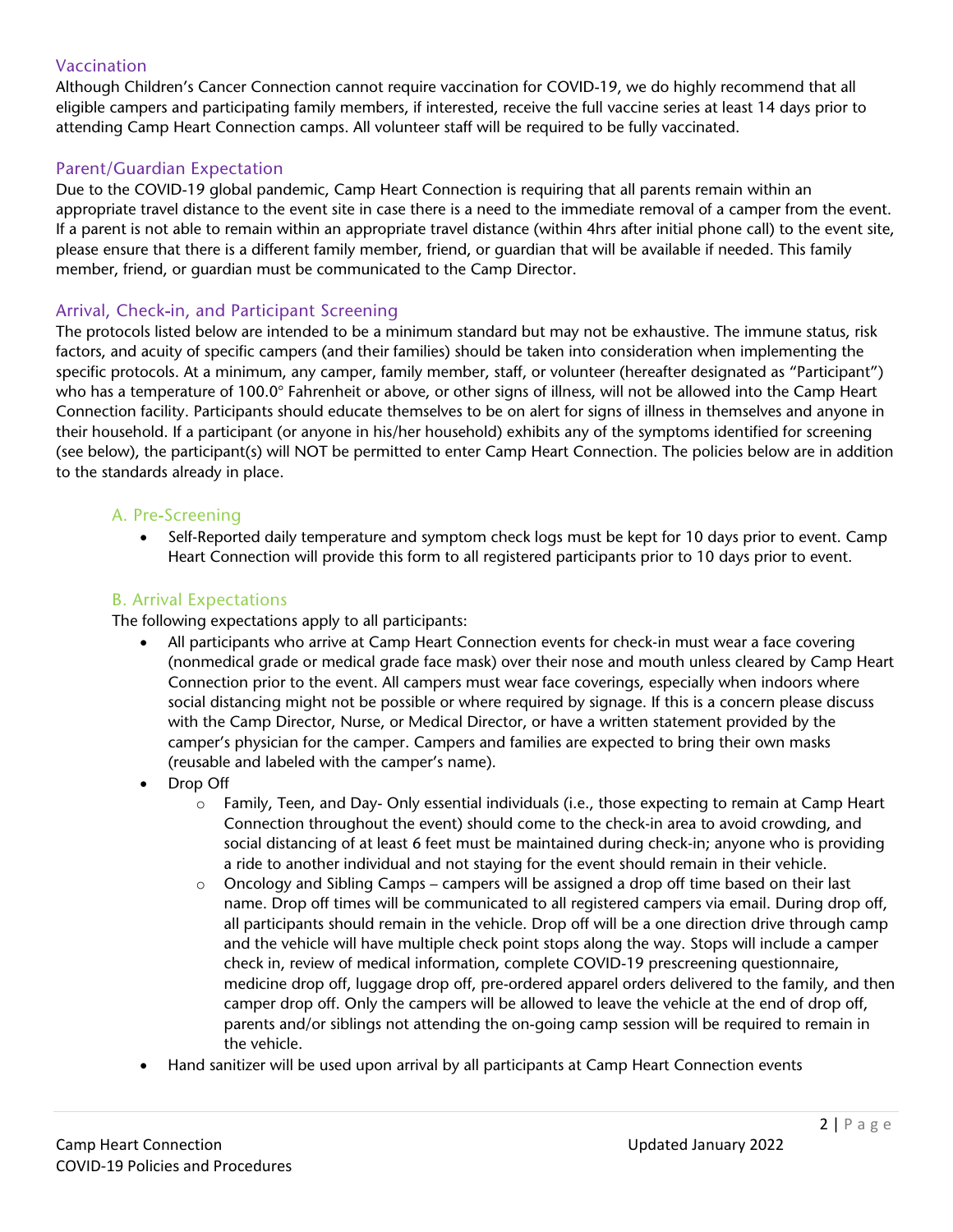## Vaccination

Although Children's Cancer Connection cannot require vaccination for COVID-19, we do highly recommend that all eligible campers and participating family members, if interested, receive the full vaccine series at least 14 days prior to attending Camp Heart Connection camps. All volunteer staff will be required to be fully vaccinated.

## Parent/Guardian Expectation

Due to the COVID-19 global pandemic, Camp Heart Connection is requiring that all parents remain within an appropriate travel distance to the event site in case there is a need to the immediate removal of a camper from the event. If a parent is not able to remain within an appropriate travel distance (within 4hrs after initial phone call) to the event site, please ensure that there is a different family member, friend, or guardian that will be available if needed. This family member, friend, or guardian must be communicated to the Camp Director.

## Arrival, Check-in, and Participant Screening

The protocols listed below are intended to be a minimum standard but may not be exhaustive. The immune status, risk factors, and acuity of specific campers (and their families) should be taken into consideration when implementing the specific protocols. At a minimum, any camper, family member, staff, or volunteer (hereafter designated as "Participant") who has a temperature of 100.0° Fahrenheit or above, or other signs of illness, will not be allowed into the Camp Heart Connection facility. Participants should educate themselves to be on alert for signs of illness in themselves and anyone in their household. If a participant (or anyone in his/her household) exhibits any of the symptoms identified for screening (see below), the participant(s) will NOT be permitted to enter Camp Heart Connection. The policies below are in addition to the standards already in place.

### A. Pre-Screening

- Self-Reported daily temperature and symptom check logs must be kept for 10 days prior to event. Camp Heart Connection will provide this form to all registered participants prior to 10 days prior to event.

### B. Arrival Expectations

The following expectations apply to all participants:

- All participants who arrive at Camp Heart Connection events for check-in must wear a face covering (nonmedical grade or medical grade face mask) over their nose and mouth unless cleared by Camp Heart Connection prior to the event. All campers must wear face coverings, especially when indoors where social distancing might not be possible or where required by signage. If this is a concern please discuss with the Camp Director, Nurse, or Medical Director, or have a written statement provided by the camper's physician for the camper. Campers and families are expected to bring their own masks (reusable and labeled with the camper's name).
- Drop Off
  - Family, Teen, and Day- Only essential individuals (i.e., those expecting to remain at Camp Heart Connection throughout the event) should come to the check-in area to avoid crowding, and social distancing of at least 6 feet must be maintained during check-in; anyone who is providing a ride to another individual and not staying for the event should remain in their vehicle.
  - Oncology and Sibling Camps – campers will be assigned a drop off time based on their last name. Drop off times will be communicated to all registered campers via email. During drop off, all participants should remain in the vehicle. Drop off will be a one direction drive through camp and the vehicle will have multiple check point stops along the way. Stops will include a camper check in, review of medical information, complete COVID-19 prescreening questionnaire, medicine drop off, luggage drop off, pre-ordered apparel orders delivered to the family, and then camper drop off. Only the campers will be allowed to leave the vehicle at the end of drop off, parents and/or siblings not attending the on-going camp session will be required to remain in the vehicle.
- Hand sanitizer will be used upon arrival by all participants at Camp Heart Connection events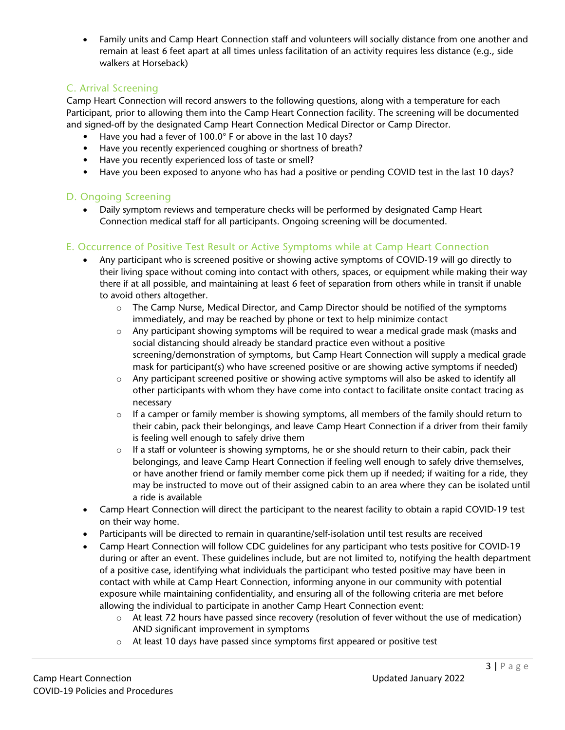- Family units and Camp Heart Connection staff and volunteers will socially distance from one another and remain at least 6 feet apart at all times unless facilitation of an activity requires less distance (e.g., side walkers at Horseback)

## C. Arrival Screening

Camp Heart Connection will record answers to the following questions, along with a temperature for each Participant, prior to allowing them into the Camp Heart Connection facility. The screening will be documented and signed-off by the designated Camp Heart Connection Medical Director or Camp Director.

- Have you had a fever of 100.0° F or above in the last 10 days?
- Have you recently experienced coughing or shortness of breath?
- Have you recently experienced loss of taste or smell?
- Have you been exposed to anyone who has had a positive or pending COVID test in the last 10 days?

## D. Ongoing Screening

- Daily symptom reviews and temperature checks will be performed by designated Camp Heart Connection medical staff for all participants. Ongoing screening will be documented.

## E. Occurrence of Positive Test Result or Active Symptoms while at Camp Heart Connection

- Any participant who is screened positive or showing active symptoms of COVID-19 will go directly to their living space without coming into contact with others, spaces, or equipment while making their way there if at all possible, and maintaining at least 6 feet of separation from others while in transit if unable to avoid others altogether.
    - The Camp Nurse, Medical Director, and Camp Director should be notified of the symptoms immediately, and may be reached by phone or text to help minimize contact
    - Any participant showing symptoms will be required to wear a medical grade mask (masks and social distancing should already be standard practice even without a positive screening/demonstration of symptoms, but Camp Heart Connection will supply a medical grade mask for participant(s) who have screened positive or are showing active symptoms if needed)
    - Any participant screened positive or showing active symptoms will also be asked to identify all other participants with whom they have come into contact to facilitate onsite contact tracing as necessary
    - If a camper or family member is showing symptoms, all members of the family should return to their cabin, pack their belongings, and leave Camp Heart Connection if a driver from their family is feeling well enough to safely drive them
    - If a staff or volunteer is showing symptoms, he or she should return to their cabin, pack their belongings, and leave Camp Heart Connection if feeling well enough to safely drive themselves, or have another friend or family member come pick them up if needed; if waiting for a ride, they may be instructed to move out of their assigned cabin to an area where they can be isolated until a ride is available
- Camp Heart Connection will direct the participant to the nearest facility to obtain a rapid COVID-19 test on their way home.
- Participants will be directed to remain in quarantine/self-isolation until test results are received
- Camp Heart Connection will follow CDC guidelines for any participant who tests positive for COVID-19 during or after an event. These guidelines include, but are not limited to, notifying the health department of a positive case, identifying what individuals the participant who tested positive may have been in contact with while at Camp Heart Connection, informing anyone in our community with potential exposure while maintaining confidentiality, and ensuring all of the following criteria are met before allowing the individual to participate in another Camp Heart Connection event:
    - At least 72 hours have passed since recovery (resolution of fever without the use of medication) AND significant improvement in symptoms
    - At least 10 days have passed since symptoms first appeared or positive test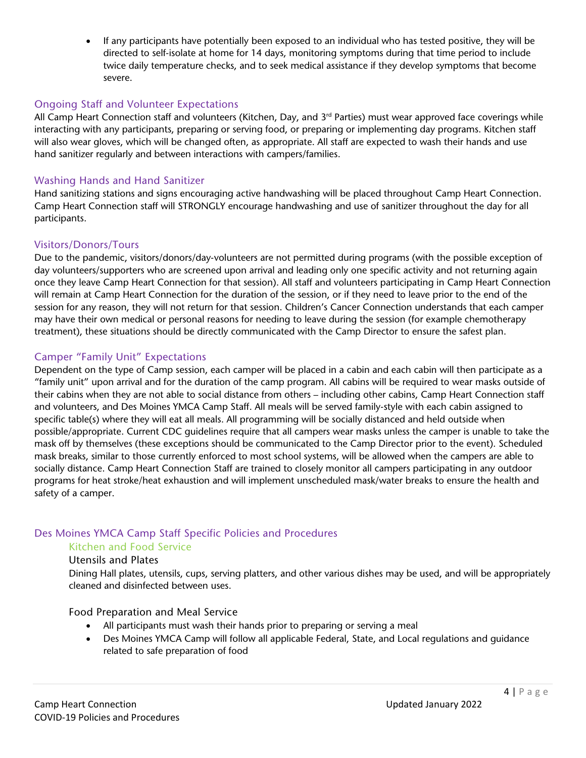- If any participants have potentially been exposed to an individual who has tested positive, they will be directed to self-isolate at home for 14 days, monitoring symptoms during that time period to include twice daily temperature checks, and to seek medical assistance if they develop symptoms that become severe.

## Ongoing Staff and Volunteer Expectations

All Camp Heart Connection staff and volunteers (Kitchen, Day, and 3rd Parties) must wear approved face coverings while interacting with any participants, preparing or serving food, or preparing or implementing day programs. Kitchen staff will also wear gloves, which will be changed often, as appropriate. All staff are expected to wash their hands and use hand sanitizer regularly and between interactions with campers/families.

## Washing Hands and Hand Sanitizer

Hand sanitizing stations and signs encouraging active handwashing will be placed throughout Camp Heart Connection. Camp Heart Connection staff will STRONGLY encourage handwashing and use of sanitizer throughout the day for all participants.

## Visitors/Donors/Tours

Due to the pandemic, visitors/donors/day-volunteers are not permitted during programs (with the possible exception of day volunteers/supporters who are screened upon arrival and leading only one specific activity and not returning again once they leave Camp Heart Connection for that session). All staff and volunteers participating in Camp Heart Connection will remain at Camp Heart Connection for the duration of the session, or if they need to leave prior to the end of the session for any reason, they will not return for that session. Children's Cancer Connection understands that each camper may have their own medical or personal reasons for needing to leave during the session (for example chemotherapy treatment), these situations should be directly communicated with the Camp Director to ensure the safest plan.

## Camper "Family Unit" Expectations

Dependent on the type of Camp session, each camper will be placed in a cabin and each cabin will then participate as a "family unit" upon arrival and for the duration of the camp program. All cabins will be required to wear masks outside of their cabins when they are not able to social distance from others – including other cabins, Camp Heart Connection staff and volunteers, and Des Moines YMCA Camp Staff. All meals will be served family-style with each cabin assigned to specific table(s) where they will eat all meals. All programming will be socially distanced and held outside when possible/appropriate. Current CDC guidelines require that all campers wear masks unless the camper is unable to take the mask off by themselves (these exceptions should be communicated to the Camp Director prior to the event). Scheduled mask breaks, similar to those currently enforced to most school systems, will be allowed when the campers are able to socially distance. Camp Heart Connection Staff are trained to closely monitor all campers participating in any outdoor programs for heat stroke/heat exhaustion and will implement unscheduled mask/water breaks to ensure the health and safety of a camper.

## Des Moines YMCA Camp Staff Specific Policies and Procedures

### Kitchen and Food Service

#### Utensils and Plates

Dining Hall plates, utensils, cups, serving platters, and other various dishes may be used, and will be appropriately cleaned and disinfected between uses.

#### Food Preparation and Meal Service

- All participants must wash their hands prior to preparing or serving a meal
- Des Moines YMCA Camp will follow all applicable Federal, State, and Local regulations and guidance related to safe preparation of food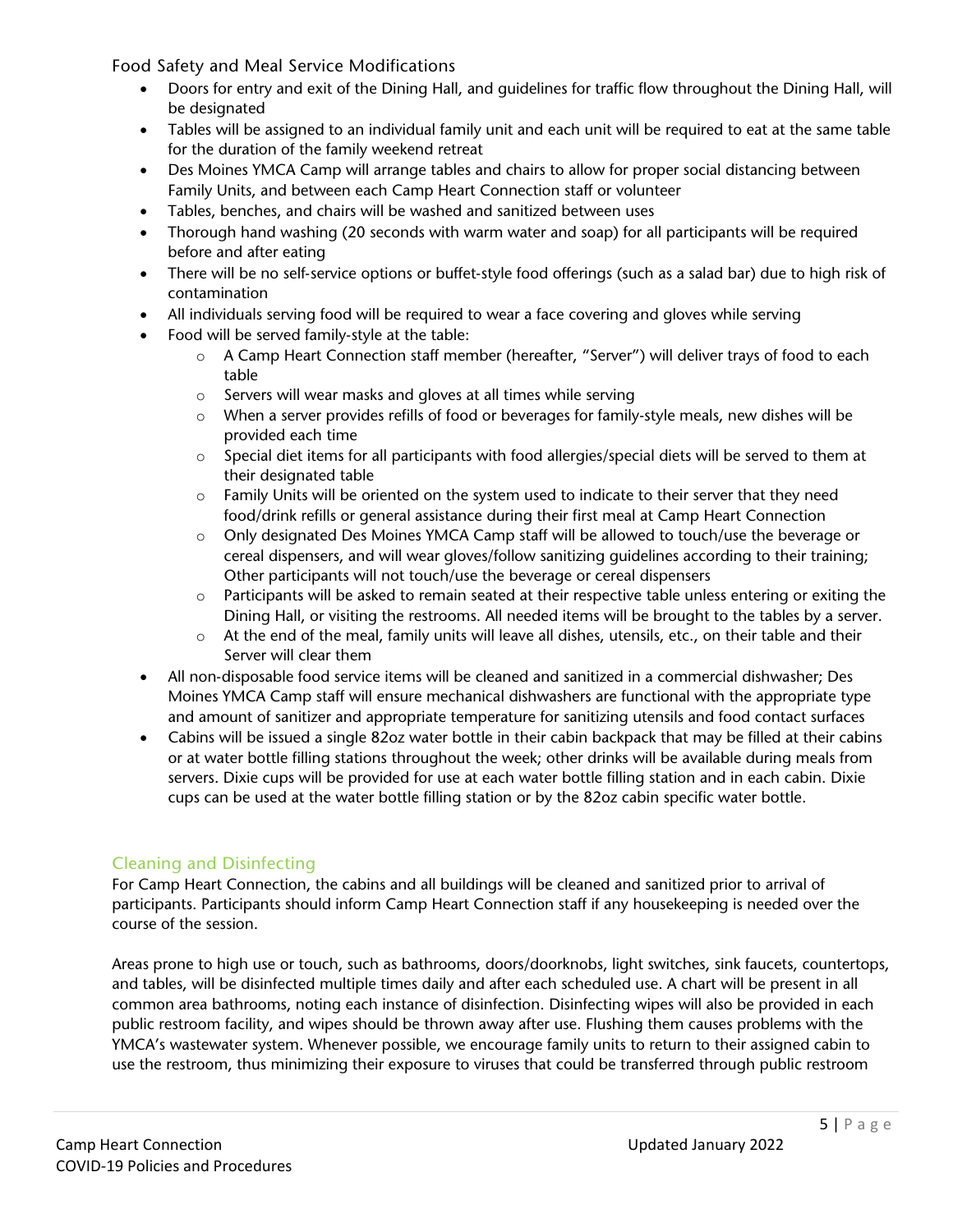### Food Safety and Meal Service Modifications

- Doors for entry and exit of the Dining Hall, and guidelines for traffic flow throughout the Dining Hall, will be designated
- Tables will be assigned to an individual family unit and each unit will be required to eat at the same table for the duration of the family weekend retreat
- Des Moines YMCA Camp will arrange tables and chairs to allow for proper social distancing between Family Units, and between each Camp Heart Connection staff or volunteer
- Tables, benches, and chairs will be washed and sanitized between uses
- Thorough hand washing (20 seconds with warm water and soap) for all participants will be required before and after eating
- There will be no self-service options or buffet-style food offerings (such as a salad bar) due to high risk of contamination
- All individuals serving food will be required to wear a face covering and gloves while serving
- Food will be served family-style at the table:
  - A Camp Heart Connection staff member (hereafter, "Server") will deliver trays of food to each table
  - Servers will wear masks and gloves at all times while serving
  - When a server provides refills of food or beverages for family-style meals, new dishes will be provided each time
  - Special diet items for all participants with food allergies/special diets will be served to them at their designated table
  - Family Units will be oriented on the system used to indicate to their server that they need food/drink refills or general assistance during their first meal at Camp Heart Connection
  - Only designated Des Moines YMCA Camp staff will be allowed to touch/use the beverage or cereal dispensers, and will wear gloves/follow sanitizing guidelines according to their training; Other participants will not touch/use the beverage or cereal dispensers
  - Participants will be asked to remain seated at their respective table unless entering or exiting the Dining Hall, or visiting the restrooms. All needed items will be brought to the tables by a server.
  - At the end of the meal, family units will leave all dishes, utensils, etc., on their table and their Server will clear them
- All non-disposable food service items will be cleaned and sanitized in a commercial dishwasher; Des Moines YMCA Camp staff will ensure mechanical dishwashers are functional with the appropriate type and amount of sanitizer and appropriate temperature for sanitizing utensils and food contact surfaces
- Cabins will be issued a single 82oz water bottle in their cabin backpack that may be filled at their cabins or at water bottle filling stations throughout the week; other drinks will be available during meals from servers. Dixie cups will be provided for use at each water bottle filling station and in each cabin. Dixie cups can be used at the water bottle filling station or by the 82oz cabin specific water bottle.

## Cleaning and Disinfecting

For Camp Heart Connection, the cabins and all buildings will be cleaned and sanitized prior to arrival of participants. Participants should inform Camp Heart Connection staff if any housekeeping is needed over the course of the session.

Areas prone to high use or touch, such as bathrooms, doors/doorknobs, light switches, sink faucets, countertops, and tables, will be disinfected multiple times daily and after each scheduled use. A chart will be present in all common area bathrooms, noting each instance of disinfection. Disinfecting wipes will also be provided in each public restroom facility, and wipes should be thrown away after use. Flushing them causes problems with the YMCA's wastewater system. Whenever possible, we encourage family units to return to their assigned cabin to use the restroom, thus minimizing their exposure to viruses that could be transferred through public restroom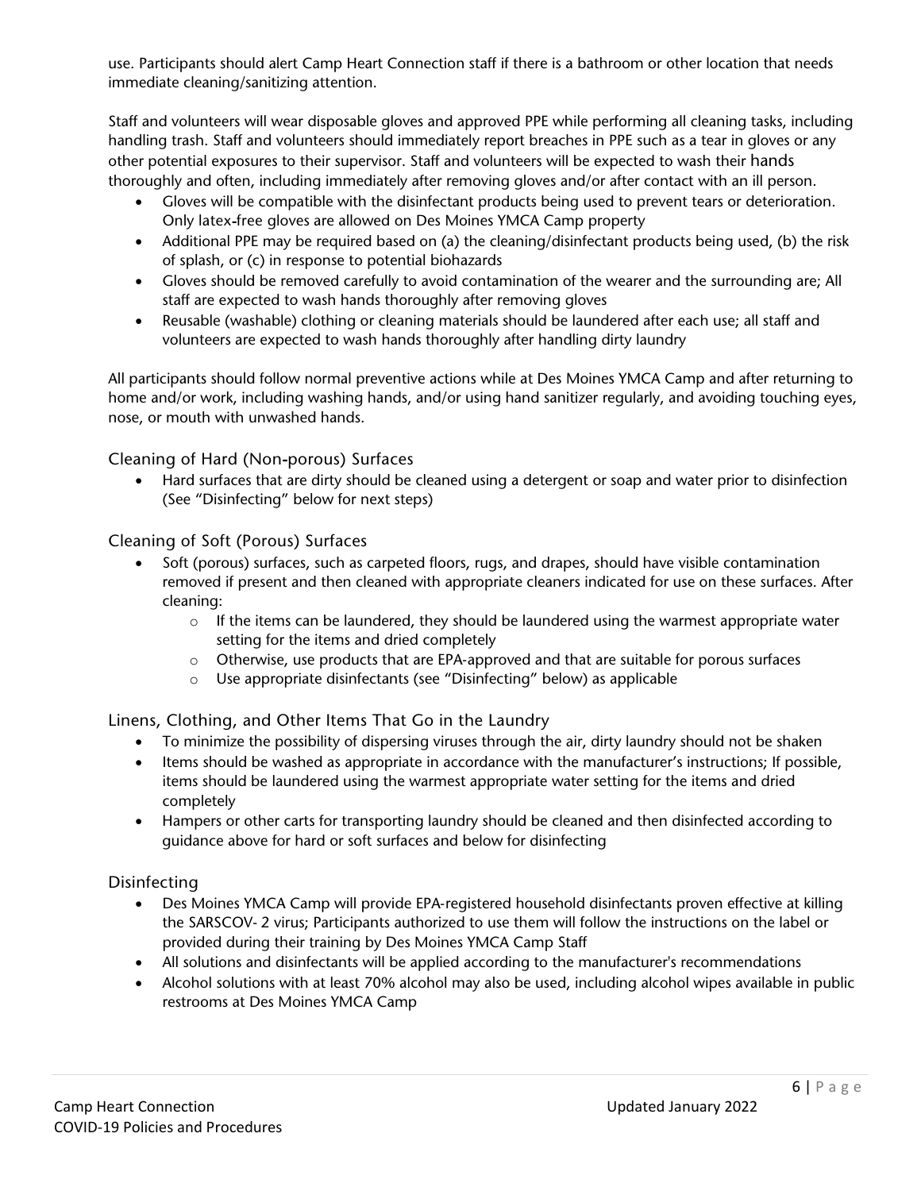use. Participants should alert Camp Heart Connection staff if there is a bathroom or other location that needs immediate cleaning/sanitizing attention.

Staff and volunteers will wear disposable gloves and approved PPE while performing all cleaning tasks, including handling trash. Staff and volunteers should immediately report breaches in PPE such as a tear in gloves or any other potential exposures to their supervisor. Staff and volunteers will be expected to wash their hands thoroughly and often, including immediately after removing gloves and/or after contact with an ill person.

- Gloves will be compatible with the disinfectant products being used to prevent tears or deterioration. Only latex-free gloves are allowed on Des Moines YMCA Camp property
- Additional PPE may be required based on (a) the cleaning/disinfectant products being used, (b) the risk of splash, or (c) in response to potential biohazards
- Gloves should be removed carefully to avoid contamination of the wearer and the surrounding are; All staff are expected to wash hands thoroughly after removing gloves
- Reusable (washable) clothing or cleaning materials should be laundered after each use; all staff and volunteers are expected to wash hands thoroughly after handling dirty laundry

All participants should follow normal preventive actions while at Des Moines YMCA Camp and after returning to home and/or work, including washing hands, and/or using hand sanitizer regularly, and avoiding touching eyes, nose, or mouth with unwashed hands.

### Cleaning of Hard (Non-porous) Surfaces

- Hard surfaces that are dirty should be cleaned using a detergent or soap and water prior to disinfection (See "Disinfecting" below for next steps)

### Cleaning of Soft (Porous) Surfaces

- Soft (porous) surfaces, such as carpeted floors, rugs, and drapes, should have visible contamination removed if present and then cleaned with appropriate cleaners indicated for use on these surfaces. After cleaning:
    - If the items can be laundered, they should be laundered using the warmest appropriate water setting for the items and dried completely
    - Otherwise, use products that are EPA-approved and that are suitable for porous surfaces
    - Use appropriate disinfectants (see "Disinfecting" below) as applicable

### Linens, Clothing, and Other Items That Go in the Laundry

- To minimize the possibility of dispersing viruses through the air, dirty laundry should not be shaken
- Items should be washed as appropriate in accordance with the manufacturer's instructions; If possible, items should be laundered using the warmest appropriate water setting for the items and dried completely
- Hampers or other carts for transporting laundry should be cleaned and then disinfected according to guidance above for hard or soft surfaces and below for disinfecting

### Disinfecting

- Des Moines YMCA Camp will provide EPA-registered household disinfectants proven effective at killing the SARSCOV- 2 virus; Participants authorized to use them will follow the instructions on the label or provided during their training by Des Moines YMCA Camp Staff
- All solutions and disinfectants will be applied according to the manufacturer's recommendations
- Alcohol solutions with at least 70% alcohol may also be used, including alcohol wipes available in public restrooms at Des Moines YMCA Camp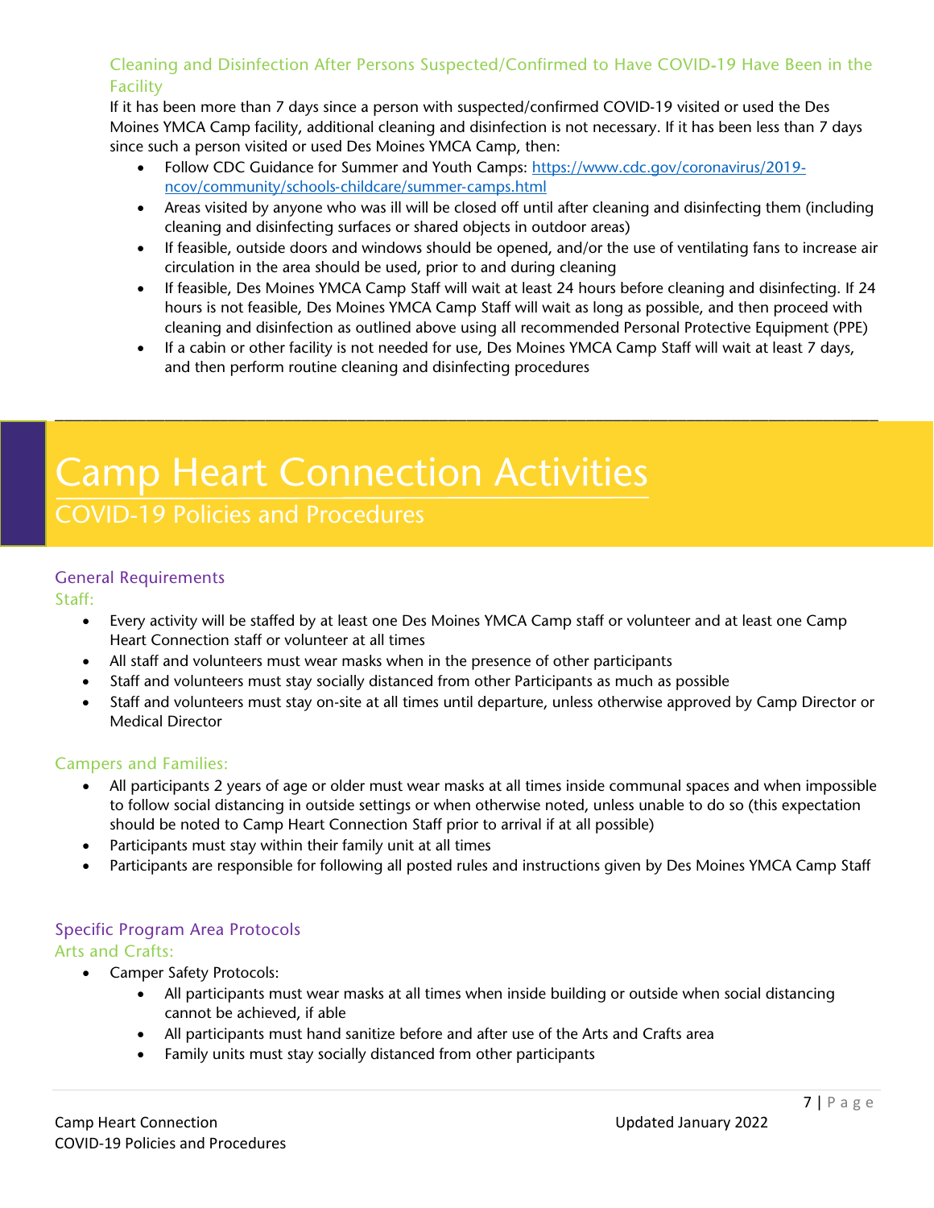### Cleaning and Disinfection After Persons Suspected/Confirmed to Have COVID-19 Have Been in the Facility

If it has been more than 7 days since a person with suspected/confirmed COVID-19 visited or used the Des Moines YMCA Camp facility, additional cleaning and disinfection is not necessary. If it has been less than 7 days since such a person visited or used Des Moines YMCA Camp, then:

- Follow CDC Guidance for Summer and Youth Camps: https://www.cdc.gov/coronavirus/2019-ncov/community/schools-childcare/summer-camps.html
- Areas visited by anyone who was ill will be closed off until after cleaning and disinfecting them (including cleaning and disinfecting surfaces or shared objects in outdoor areas)
- If feasible, outside doors and windows should be opened, and/or the use of ventilating fans to increase air circulation in the area should be used, prior to and during cleaning
- If feasible, Des Moines YMCA Camp Staff will wait at least 24 hours before cleaning and disinfecting. If 24 hours is not feasible, Des Moines YMCA Camp Staff will wait as long as possible, and then proceed with cleaning and disinfection as outlined above using all recommended Personal Protective Equipment (PPE)
- If a cabin or other facility is not needed for use, Des Moines YMCA Camp Staff will wait at least 7 days, and then perform routine cleaning and disinfecting procedures

# Camp Heart Connection Activities

## COVID-19 Policies and Procedures

### General Requirements

#### Staff:

- Every activity will be staffed by at least one Des Moines YMCA Camp staff or volunteer and at least one Camp Heart Connection staff or volunteer at all times
- All staff and volunteers must wear masks when in the presence of other participants
- Staff and volunteers must stay socially distanced from other Participants as much as possible
- Staff and volunteers must stay on-site at all times until departure, unless otherwise approved by Camp Director or Medical Director

#### Campers and Families:

- All participants 2 years of age or older must wear masks at all times inside communal spaces and when impossible to follow social distancing in outside settings or when otherwise noted, unless unable to do so (this expectation should be noted to Camp Heart Connection Staff prior to arrival if at all possible)
- Participants must stay within their family unit at all times
- Participants are responsible for following all posted rules and instructions given by Des Moines YMCA Camp Staff

### Specific Program Area Protocols

#### Arts and Crafts:

- Camper Safety Protocols:
  - All participants must wear masks at all times when inside building or outside when social distancing cannot be achieved, if able
  - All participants must hand sanitize before and after use of the Arts and Crafts area
  - Family units must stay socially distanced from other participants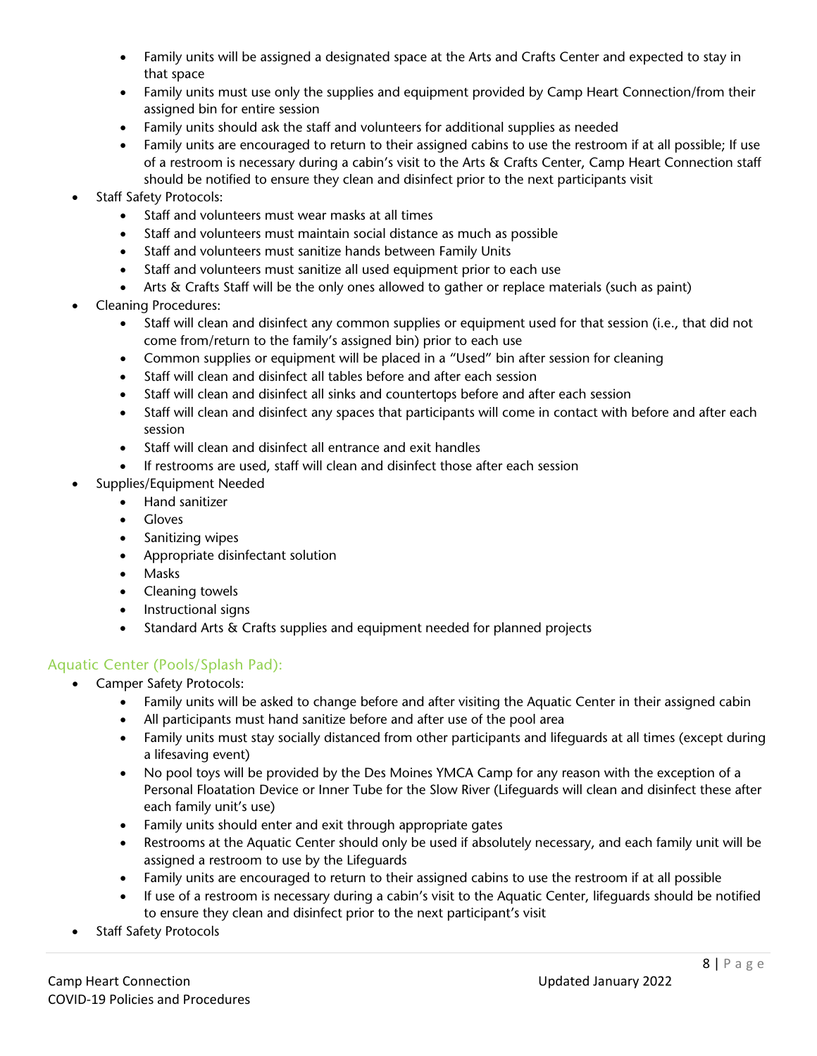- Family units will be assigned a designated space at the Arts and Crafts Center and expected to stay in that space
    - Family units must use only the supplies and equipment provided by Camp Heart Connection/from their assigned bin for entire session
    - Family units should ask the staff and volunteers for additional supplies as needed
    - Family units are encouraged to return to their assigned cabins to use the restroom if at all possible; If use of a restroom is necessary during a cabin's visit to the Arts & Crafts Center, Camp Heart Connection staff should be notified to ensure they clean and disinfect prior to the next participants visit
- Staff Safety Protocols:
    - Staff and volunteers must wear masks at all times
    - Staff and volunteers must maintain social distance as much as possible
    - Staff and volunteers must sanitize hands between Family Units
    - Staff and volunteers must sanitize all used equipment prior to each use
    - Arts & Crafts Staff will be the only ones allowed to gather or replace materials (such as paint)
- Cleaning Procedures:
    - Staff will clean and disinfect any common supplies or equipment used for that session (i.e., that did not come from/return to the family's assigned bin) prior to each use
    - Common supplies or equipment will be placed in a "Used" bin after session for cleaning
    - Staff will clean and disinfect all tables before and after each session
    - Staff will clean and disinfect all sinks and countertops before and after each session
    - Staff will clean and disinfect any spaces that participants will come in contact with before and after each session
    - Staff will clean and disinfect all entrance and exit handles
    - If restrooms are used, staff will clean and disinfect those after each session
- Supplies/Equipment Needed
    - Hand sanitizer
    - Gloves
    - Sanitizing wipes
    - Appropriate disinfectant solution
    - Masks
    - Cleaning towels
    - Instructional signs
    - Standard Arts & Crafts supplies and equipment needed for planned projects

## Aquatic Center (Pools/Splash Pad):

- Camper Safety Protocols:
    - Family units will be asked to change before and after visiting the Aquatic Center in their assigned cabin
    - All participants must hand sanitize before and after use of the pool area
    - Family units must stay socially distanced from other participants and lifeguards at all times (except during a lifesaving event)
    - No pool toys will be provided by the Des Moines YMCA Camp for any reason with the exception of a Personal Floatation Device or Inner Tube for the Slow River (Lifeguards will clean and disinfect these after each family unit's use)
    - Family units should enter and exit through appropriate gates
    - Restrooms at the Aquatic Center should only be used if absolutely necessary, and each family unit will be assigned a restroom to use by the Lifeguards
    - Family units are encouraged to return to their assigned cabins to use the restroom if at all possible
    - If use of a restroom is necessary during a cabin's visit to the Aquatic Center, lifeguards should be notified to ensure they clean and disinfect prior to the next participant's visit
- Staff Safety Protocols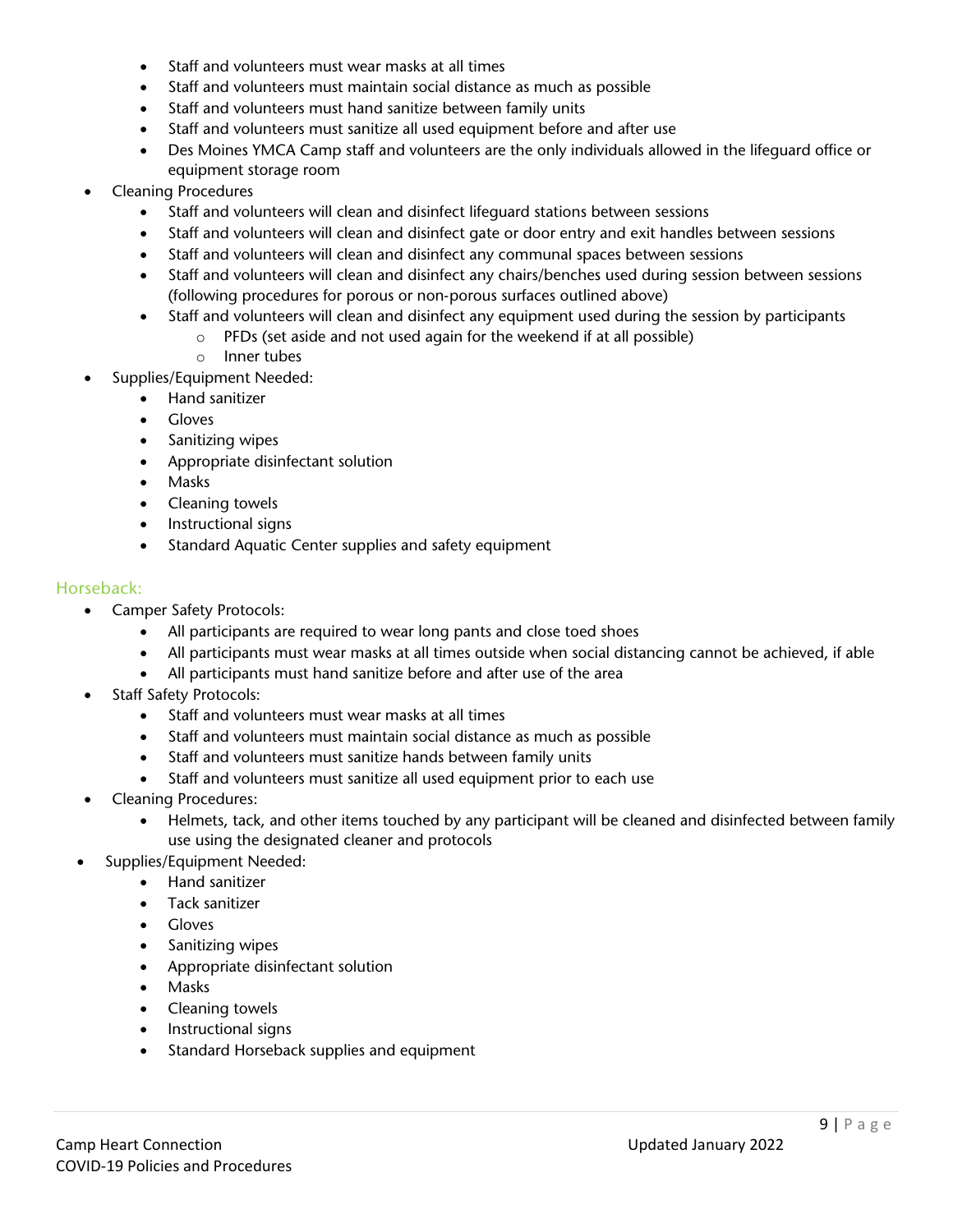- Staff and volunteers must wear masks at all times
  - Staff and volunteers must maintain social distance as much as possible
  - Staff and volunteers must hand sanitize between family units
  - Staff and volunteers must sanitize all used equipment before and after use
  - Des Moines YMCA Camp staff and volunteers are the only individuals allowed in the lifeguard office or equipment storage room
- Cleaning Procedures
  - Staff and volunteers will clean and disinfect lifeguard stations between sessions
  - Staff and volunteers will clean and disinfect gate or door entry and exit handles between sessions
  - Staff and volunteers will clean and disinfect any communal spaces between sessions
  - Staff and volunteers will clean and disinfect any chairs/benches used during session between sessions (following procedures for porous or non-porous surfaces outlined above)
  - Staff and volunteers will clean and disinfect any equipment used during the session by participants
    - PFDs (set aside and not used again for the weekend if at all possible)
    - Inner tubes
- Supplies/Equipment Needed:
  - Hand sanitizer
  - Gloves
  - Sanitizing wipes
  - Appropriate disinfectant solution
  - Masks
  - Cleaning towels
  - Instructional signs
  - Standard Aquatic Center supplies and safety equipment

## Horseback:

- Camper Safety Protocols:
  - All participants are required to wear long pants and close toed shoes
  - All participants must wear masks at all times outside when social distancing cannot be achieved, if able
  - All participants must hand sanitize before and after use of the area
- Staff Safety Protocols:
  - Staff and volunteers must wear masks at all times
  - Staff and volunteers must maintain social distance as much as possible
  - Staff and volunteers must sanitize hands between family units
  - Staff and volunteers must sanitize all used equipment prior to each use
- Cleaning Procedures:
  - Helmets, tack, and other items touched by any participant will be cleaned and disinfected between family use using the designated cleaner and protocols
- Supplies/Equipment Needed:
  - Hand sanitizer
  - Tack sanitizer
  - Gloves
  - Sanitizing wipes
  - Appropriate disinfectant solution
  - Masks
  - Cleaning towels
  - Instructional signs
  - Standard Horseback supplies and equipment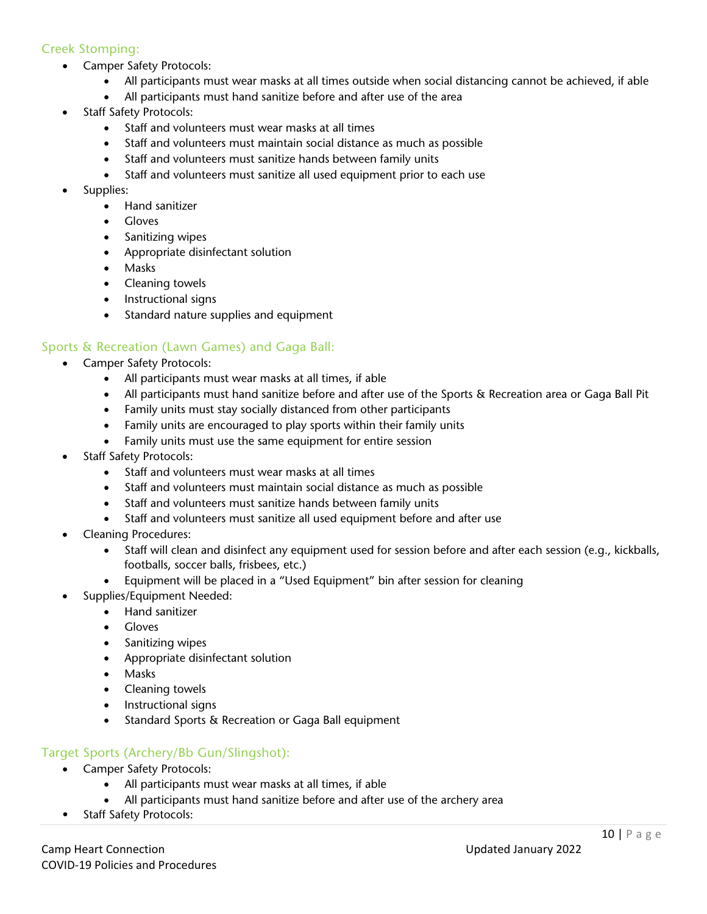### Creek Stomping:

- Camper Safety Protocols:
  - All participants must wear masks at all times outside when social distancing cannot be achieved, if able
  - All participants must hand sanitize before and after use of the area
- Staff Safety Protocols:
  - Staff and volunteers must wear masks at all times
  - Staff and volunteers must maintain social distance as much as possible
  - Staff and volunteers must sanitize hands between family units
  - Staff and volunteers must sanitize all used equipment prior to each use
- Supplies:
  - Hand sanitizer
  - Gloves
  - Sanitizing wipes
  - Appropriate disinfectant solution
  - Masks
  - Cleaning towels
  - Instructional signs
  - Standard nature supplies and equipment

### Sports & Recreation (Lawn Games) and Gaga Ball:

- Camper Safety Protocols:
  - All participants must wear masks at all times, if able
  - All participants must hand sanitize before and after use of the Sports & Recreation area or Gaga Ball Pit
  - Family units must stay socially distanced from other participants
  - Family units are encouraged to play sports within their family units
  - Family units must use the same equipment for entire session
- Staff Safety Protocols:
  - Staff and volunteers must wear masks at all times
  - Staff and volunteers must maintain social distance as much as possible
  - Staff and volunteers must sanitize hands between family units
  - Staff and volunteers must sanitize all used equipment before and after use
- Cleaning Procedures:
  - Staff will clean and disinfect any equipment used for session before and after each session (e.g., kickballs, footballs, soccer balls, frisbees, etc.)
  - Equipment will be placed in a "Used Equipment" bin after session for cleaning
- Supplies/Equipment Needed:
  - Hand sanitizer
  - Gloves
  - Sanitizing wipes
  - Appropriate disinfectant solution
  - Masks
  - Cleaning towels
  - Instructional signs
  - Standard Sports & Recreation or Gaga Ball equipment

### Target Sports (Archery/Bb Gun/Slingshot):

- Camper Safety Protocols:
  - All participants must wear masks at all times, if able
  - All participants must hand sanitize before and after use of the archery area
- Staff Safety Protocols: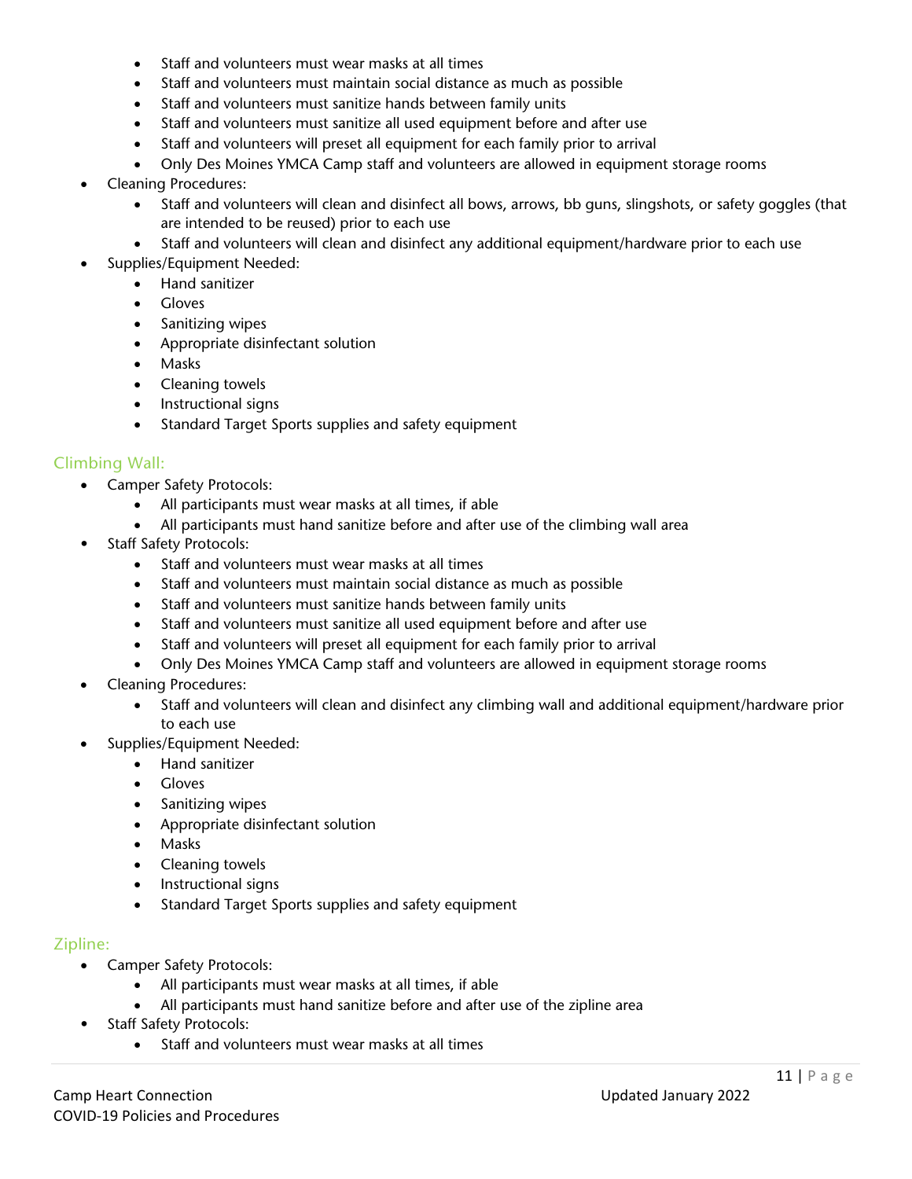- Staff and volunteers must wear masks at all times
- Staff and volunteers must maintain social distance as much as possible
- Staff and volunteers must sanitize hands between family units
- Staff and volunteers must sanitize all used equipment before and after use
- Staff and volunteers will preset all equipment for each family prior to arrival
- Only Des Moines YMCA Camp staff and volunteers are allowed in equipment storage rooms

- Cleaning Procedures:
  - Staff and volunteers will clean and disinfect all bows, arrows, bb guns, slingshots, or safety goggles (that are intended to be reused) prior to each use
  - Staff and volunteers will clean and disinfect any additional equipment/hardware prior to each use
- Supplies/Equipment Needed:
  - Hand sanitizer
  - Gloves
  - Sanitizing wipes
  - Appropriate disinfectant solution
  - Masks
  - Cleaning towels
  - Instructional signs
  - Standard Target Sports supplies and safety equipment

## Climbing Wall:

- Camper Safety Protocols:
  - All participants must wear masks at all times, if able
  - All participants must hand sanitize before and after use of the climbing wall area
- Staff Safety Protocols:
  - Staff and volunteers must wear masks at all times
  - Staff and volunteers must maintain social distance as much as possible
  - Staff and volunteers must sanitize hands between family units
  - Staff and volunteers must sanitize all used equipment before and after use
  - Staff and volunteers will preset all equipment for each family prior to arrival
  - Only Des Moines YMCA Camp staff and volunteers are allowed in equipment storage rooms
- Cleaning Procedures:
  - Staff and volunteers will clean and disinfect any climbing wall and additional equipment/hardware prior to each use
- Supplies/Equipment Needed:
  - Hand sanitizer
  - Gloves
  - Sanitizing wipes
  - Appropriate disinfectant solution
  - Masks
  - Cleaning towels
  - Instructional signs
  - Standard Target Sports supplies and safety equipment

## Zipline:

- Camper Safety Protocols:
  - All participants must wear masks at all times, if able
  - All participants must hand sanitize before and after use of the zipline area
- Staff Safety Protocols:
  - Staff and volunteers must wear masks at all times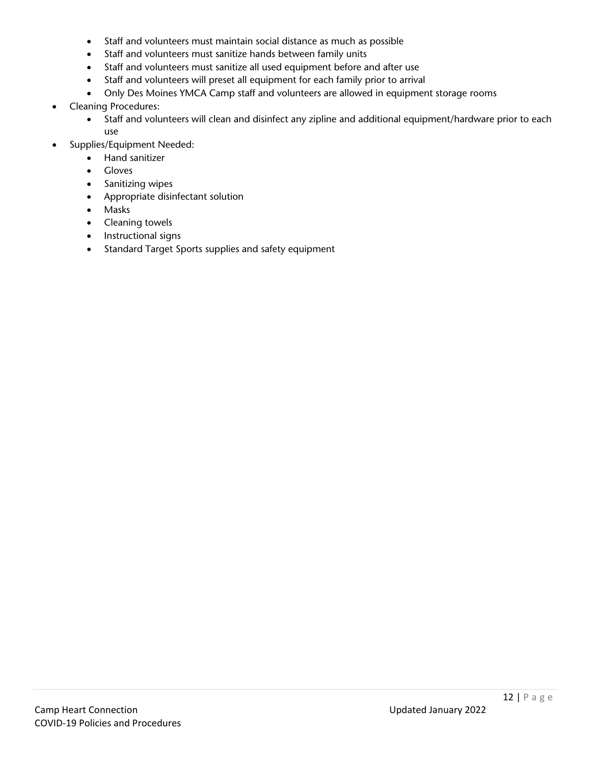- Staff and volunteers must maintain social distance as much as possible
  - Staff and volunteers must sanitize hands between family units
  - Staff and volunteers must sanitize all used equipment before and after use
  - Staff and volunteers will preset all equipment for each family prior to arrival
  - Only Des Moines YMCA Camp staff and volunteers are allowed in equipment storage rooms
- Cleaning Procedures:
  - Staff and volunteers will clean and disinfect any zipline and additional equipment/hardware prior to each use
- Supplies/Equipment Needed:
  - Hand sanitizer
  - Gloves
  - Sanitizing wipes
  - Appropriate disinfectant solution
  - Masks
  - Cleaning towels
  - Instructional signs
  - Standard Target Sports supplies and safety equipment